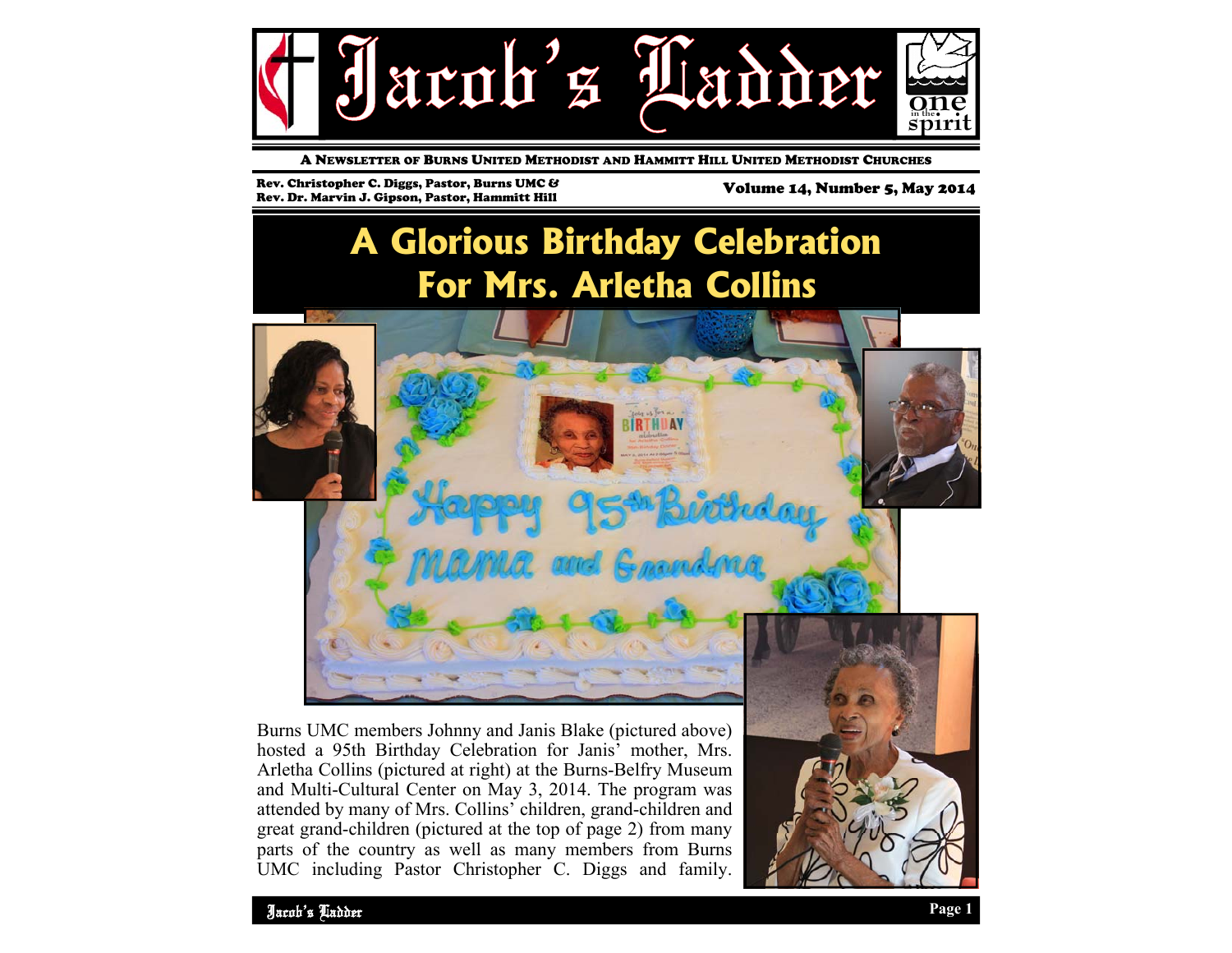# Jacob's Ladder

A NEWSLETTER OF BURNS UNITED METHODIST AND HAMMITT HILL UNITED METHODIST CHURCHES

Rev. Christopher C. Diggs, Pastor, Burns UMC &
Rev. Dr. Marvin J. Gipson, Pastor, Hammitt Hill

Volume 14, Number 5, May 2014

## A Glorious Birthday Celebration For Mrs. Arletha Collins

Burns UMC members Johnny and Janis Blake (pictured above) hosted a 95th Birthday Celebration for Janis' mother, Mrs. Arletha Collins (pictured at right) at the Burns-Belfry Museum and Multi-Cultural Center on May 3, 2014. The program was attended by many of Mrs. Collins' children, grand-children and great grand-children (pictured at the top of page 2) from many parts of the country as well as many members from Burns UMC including Pastor Christopher C. Diggs and family.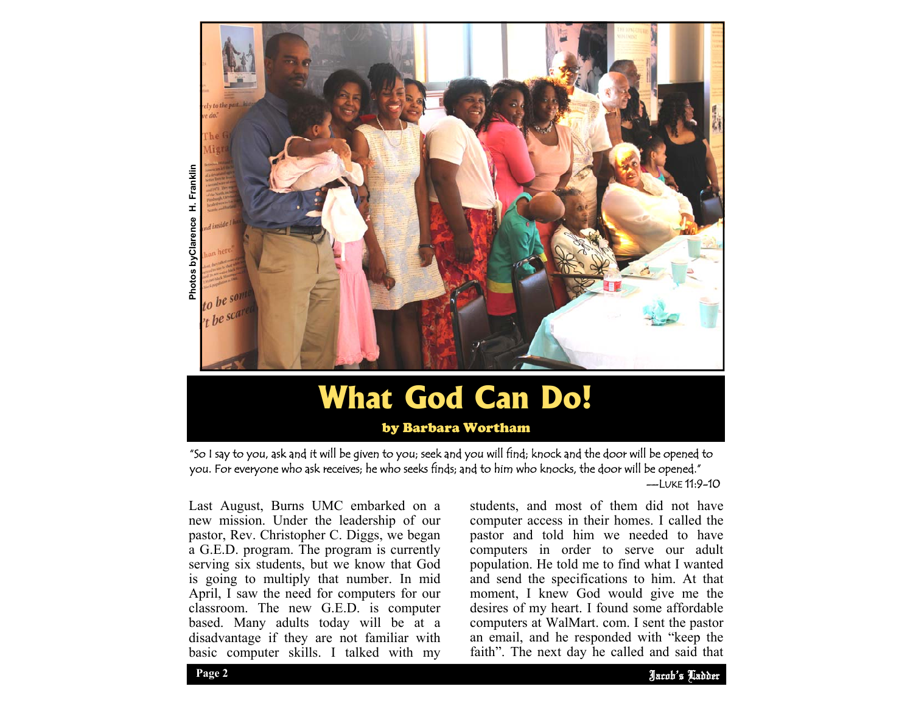Photos byClarence H. Franklin

# What God Can Do!

**by Barbara Wortham**

*"So I say to you, ask and it will be given to you; seek and you will find; knock and the door will be opened to you. For everyone who ask receives; he who seeks finds; and to him who knocks, the door will be opened."*
—LUKE 11:9-10

Last August, Burns UMC embarked on a new mission. Under the leadership of our pastor, Rev. Christopher C. Diggs, we began a G.E.D. program. The program is currently serving six students, but we know that God is going to multiply that number. In mid April, I saw the need for computers for our classroom. The new G.E.D. is computer based. Many adults today will be at a disadvantage if they are not familiar with basic computer skills. I talked with my students, and most of them did not have computer access in their homes. I called the pastor and told him we needed to have computers in order to serve our adult population. He told me to find what I wanted and send the specifications to him. At that moment, I knew God would give me the desires of my heart. I found some affordable computers at WalMart. com. I sent the pastor an email, and he responded with "keep the faith". The next day he called and said that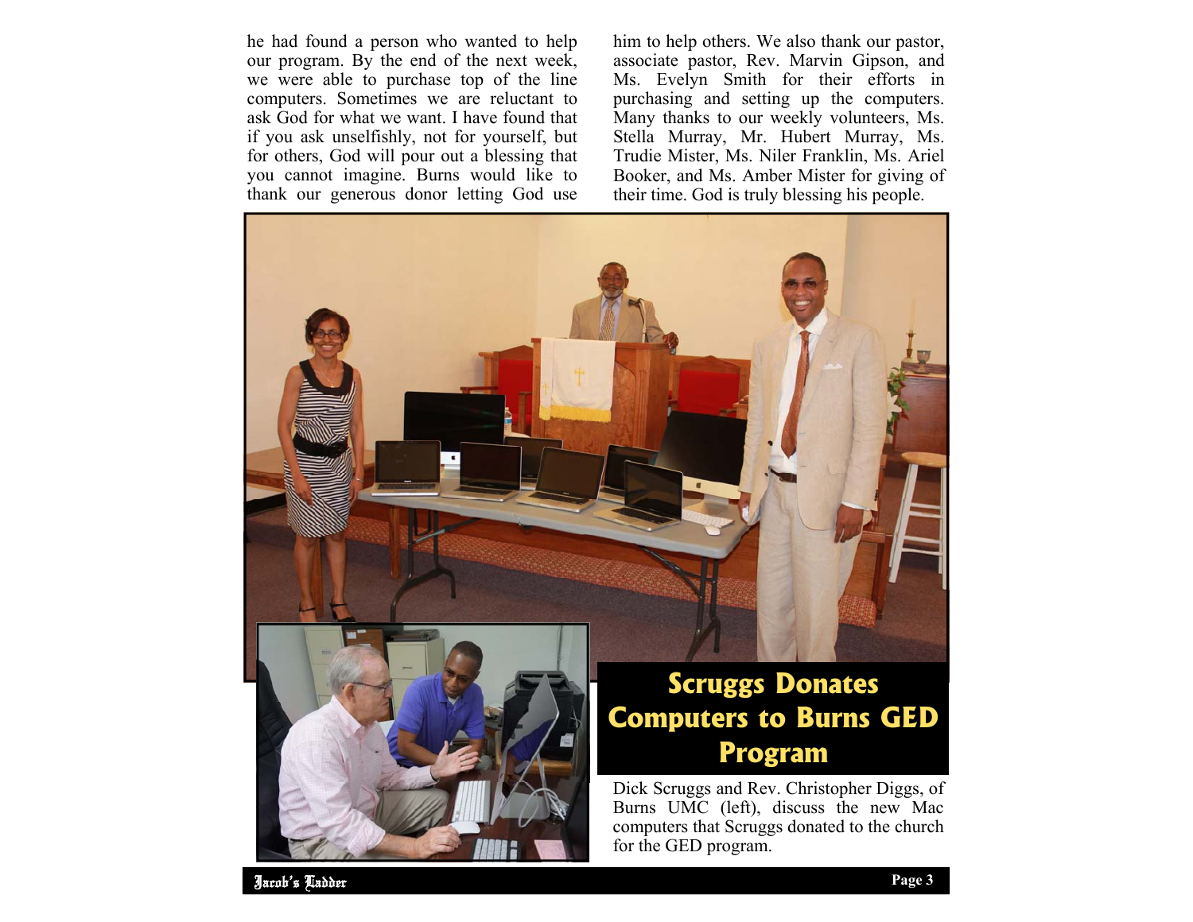he had found a person who wanted to help our program. By the end of the next week, we were able to purchase top of the line computers. Sometimes we are reluctant to ask God for what we want. I have found that if you ask unselfishly, not for yourself, but for others, God will pour out a blessing that you cannot imagine. Burns would like to thank our generous donor letting God use him to help others. We also thank our pastor, associate pastor, Rev. Marvin Gipson, and Ms. Evelyn Smith for their efforts in purchasing and setting up the computers. Many thanks to our weekly volunteers, Ms. Stella Murray, Mr. Hubert Murray, Ms. Trudie Mister, Ms. Niler Franklin, Ms. Ariel Booker, and Ms. Amber Mister for giving of their time. God is truly blessing his people.

## Scruggs Donates Computers to Burns GED Program

Dick Scruggs and Rev. Christopher Diggs, of Burns UMC (left), discuss the new Mac computers that Scruggs donated to the church for the GED program.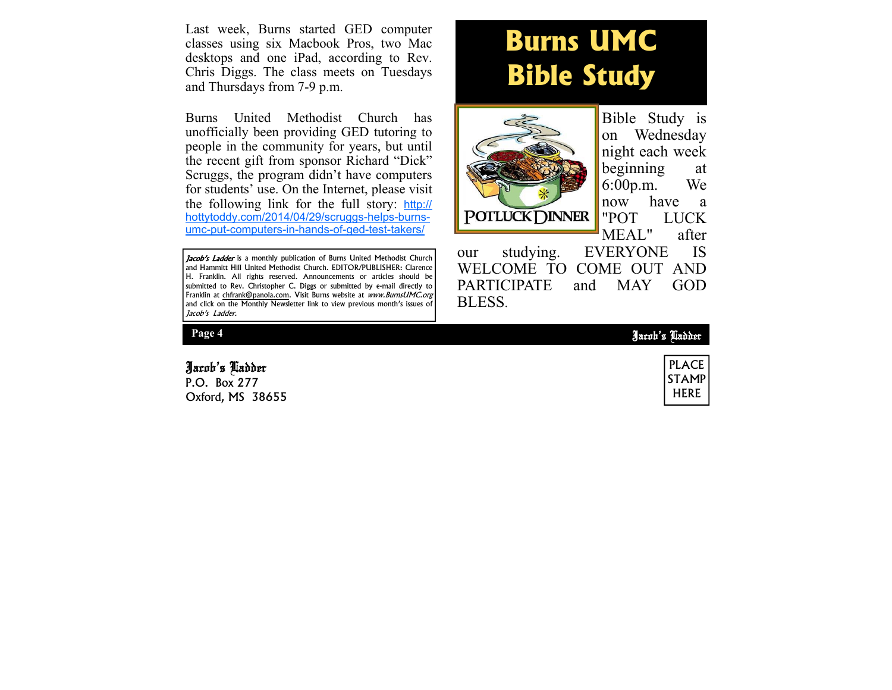Last week, Burns started GED computer classes using six Macbook Pros, two Mac desktops and one iPad, according to Rev. Chris Diggs. The class meets on Tuesdays and Thursdays from 7-9 p.m.

Burns United Methodist Church has unofficially been providing GED tutoring to people in the community for years, but until the recent gift from sponsor Richard "Dick" Scruggs, the program didn't have computers for students' use. On the Internet, please visit the following link for the full story: http://hottytoddy.com/2014/04/29/scruggs-helps-burns-umc-put-computers-in-hands-of-ged-test-takers/

*Jacob's Ladder* is a monthly publication of Burns United Methodist Church and Hammitt Hill United Methodist Church. EDITOR/PUBLISHER: Clarence H. Franklin. All rights reserved. Announcements or articles should be submitted to Rev. Christopher C. Diggs or submitted by e-mail directly to Franklin at chfrank@panola.com. Visit Burns website at *www.BurnsUMC.org* and click on the Monthly Newsletter link to view previous month's issues of *Jacob's Ladder.*

# Burns UMC Bible Study

POTLUCK DINNER

Bible Study is on Wednesday night each week beginning at 6:00p.m. We now have a "POT LUCK MEAL" after our studying. EVERYONE IS WELCOME TO COME OUT AND PARTICIPATE and MAY GOD BLESS.

Jacob's Ladder
P.O. Box 277
Oxford, MS 38655

PLACE STAMP HERE